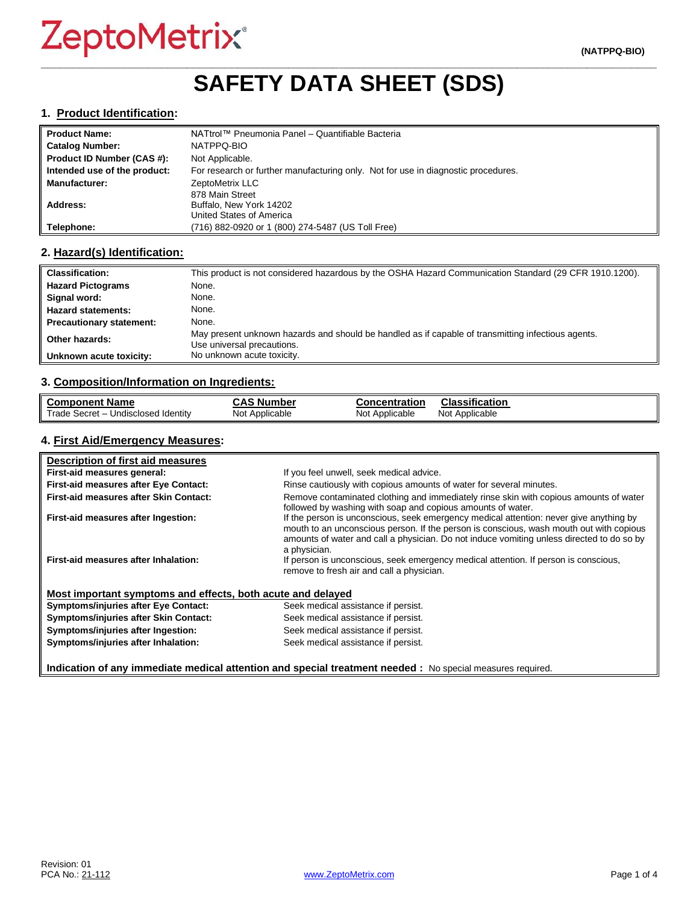# SAFETY DATA SHEET (SDS)

## 1. Product Identification:

| | |
|---|---|
| **Product Name:** | NATtrol™ Pneumonia Panel – Quantifiable Bacteria |
| **Catalog Number:** | NATPPQ-BIO |
| **Product ID Number (CAS #):** | Not Applicable. |
| **Intended use of the product:** | For research or further manufacturing only. Not for use in diagnostic procedures. |
| **Manufacturer:** | ZeptoMetrix LLC |
| **Address:** | 878 Main Street<br>Buffalo, New York 14202<br>United States of America |
| **Telephone:** | (716) 882-0920 or 1 (800) 274-5487 (US Toll Free) |

## 2. Hazard(s) Identification:

| | |
|---|---|
| **Classification:** | This product is not considered hazardous by the OSHA Hazard Communication Standard (29 CFR 1910.1200). |
| **Hazard Pictograms** | None. |
| **Signal word:** | None. |
| **Hazard statements:** | None. |
| **Precautionary statement:** | None. |
| **Other hazards:** | May present unknown hazards and should be handled as if capable of transmitting infectious agents. Use universal precautions. |
| **Unknown acute toxicity:** | No unknown acute toxicity. |

## 3. Composition/Information on Ingredients:

| Component Name | CAS Number | Concentration | Classification |
|---|---|---|---|
| Trade Secret – Undisclosed Identity | Not Applicable | Not Applicable | Not Applicable |

## 4. First Aid/Emergency Measures:

| Description of first aid measures | |
|---|---|
| **First-aid measures general:** | If you feel unwell, seek medical advice. |
| **First-aid measures after Eye Contact:** | Rinse cautiously with copious amounts of water for several minutes. |
| **First-aid measures after Skin Contact:** | Remove contaminated clothing and immediately rinse skin with copious amounts of water followed by washing with soap and copious amounts of water. |
| **First-aid measures after Ingestion:** | If the person is unconscious, seek emergency medical attention: never give anything by mouth to an unconscious person. If the person is conscious, wash mouth out with copious amounts of water and call a physician. Do not induce vomiting unless directed to do so by a physician. |
| **First-aid measures after Inhalation:** | If person is unconscious, seek emergency medical attention. If person is conscious, remove to fresh air and call a physician. |

| Most important symptoms and effects, both acute and delayed | |
|---|---|
| **Symptoms/injuries after Eye Contact:** | Seek medical assistance if persist. |
| **Symptoms/injuries after Skin Contact:** | Seek medical assistance if persist. |
| **Symptoms/injuries after Ingestion:** | Seek medical assistance if persist. |
| **Symptoms/injuries after Inhalation:** | Seek medical assistance if persist. |

**Indication of any immediate medical attention and special treatment needed :** No special measures required.

Revision: 01
PCA No.: 21-112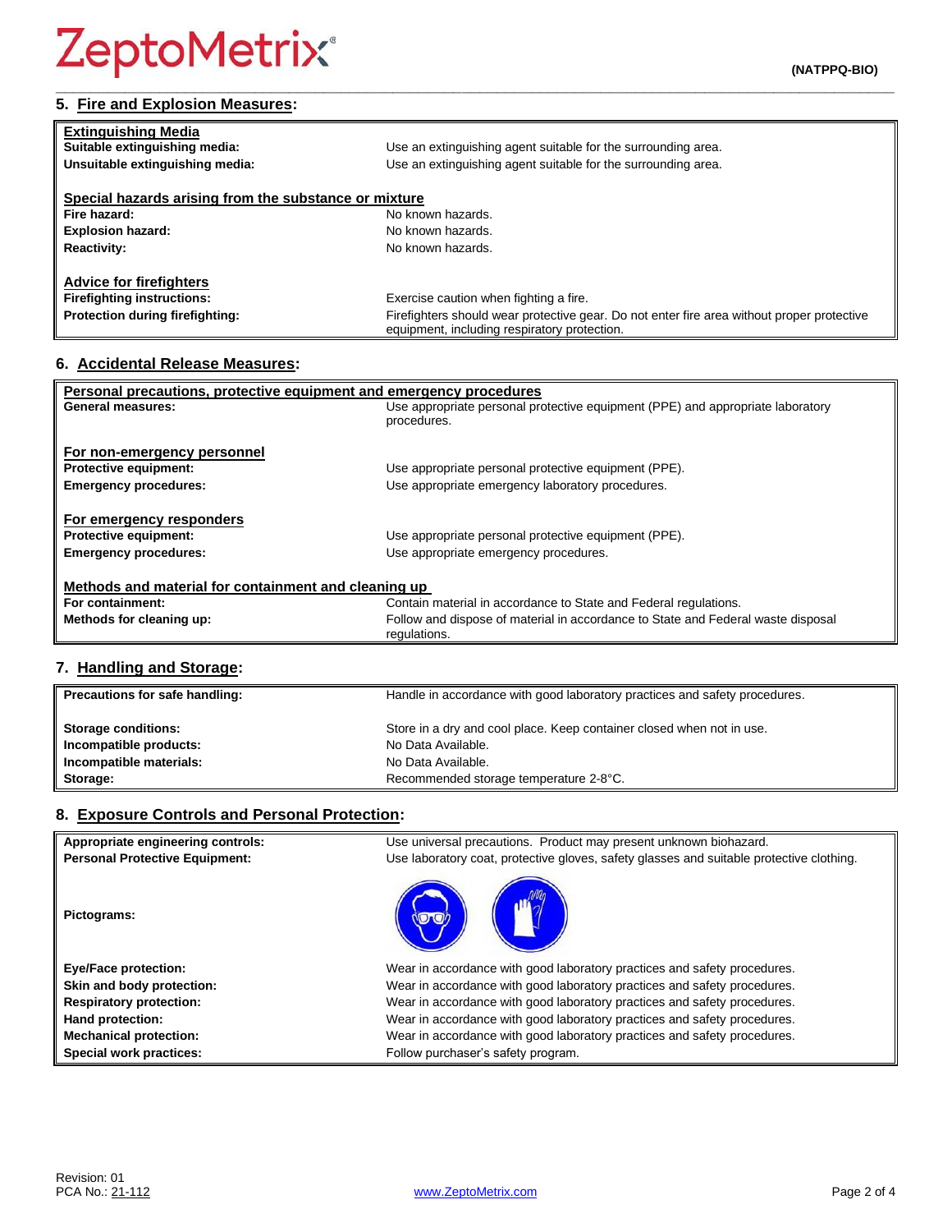## 5. Fire and Explosion Measures:

| **Extinguishing Media** | |
|---|---|
| **Suitable extinguishing media:** | Use an extinguishing agent suitable for the surrounding area. |
| **Unsuitable extinguishing media:** | Use an extinguishing agent suitable for the surrounding area. |
| **Special hazards arising from the substance or mixture** | |
| **Fire hazard:** | No known hazards. |
| **Explosion hazard:** | No known hazards. |
| **Reactivity:** | No known hazards. |
| **Advice for firefighters** | |
| **Firefighting instructions:** | Exercise caution when fighting a fire. |
| **Protection during firefighting:** | Firefighters should wear protective gear. Do not enter fire area without proper protective equipment, including respiratory protection. |

## 6. Accidental Release Measures:

| **Personal precautions, protective equipment and emergency procedures** | |
|---|---|
| **General measures:** | Use appropriate personal protective equipment (PPE) and appropriate laboratory procedures. |
| **For non-emergency personnel** | |
| **Protective equipment:** | Use appropriate personal protective equipment (PPE). |
| **Emergency procedures:** | Use appropriate emergency laboratory procedures. |
| **For emergency responders** | |
| **Protective equipment:** | Use appropriate personal protective equipment (PPE). |
| **Emergency procedures:** | Use appropriate emergency procedures. |
| **Methods and material for containment and cleaning up** | |
| **For containment:** | Contain material in accordance to State and Federal regulations. |
| **Methods for cleaning up:** | Follow and dispose of material in accordance to State and Federal waste disposal regulations. |

## 7. Handling and Storage:

| **Precautions for safe handling:** | Handle in accordance with good laboratory practices and safety procedures. |
|---|---|
| **Storage conditions:** | Store in a dry and cool place. Keep container closed when not in use. |
| **Incompatible products:** | No Data Available. |
| **Incompatible materials:** | No Data Available. |
| **Storage:** | Recommended storage temperature 2-8°C. |

## 8. Exposure Controls and Personal Protection:

| **Appropriate engineering controls:** | Use universal precautions. Product may present unknown biohazard. |
|---|---|
| **Personal Protective Equipment:** | Use laboratory coat, protective gloves, safety glasses and suitable protective clothing. |
| **Pictograms:** | |
| **Eye/Face protection:** | Wear in accordance with good laboratory practices and safety procedures. |
| **Skin and body protection:** | Wear in accordance with good laboratory practices and safety procedures. |
| **Respiratory protection:** | Wear in accordance with good laboratory practices and safety procedures. |
| **Hand protection:** | Wear in accordance with good laboratory practices and safety procedures. |
| **Mechanical protection:** | Wear in accordance with good laboratory practices and safety procedures. |
| **Special work practices:** | Follow purchaser's safety program. |

Revision: 01
PCA No.: 21-112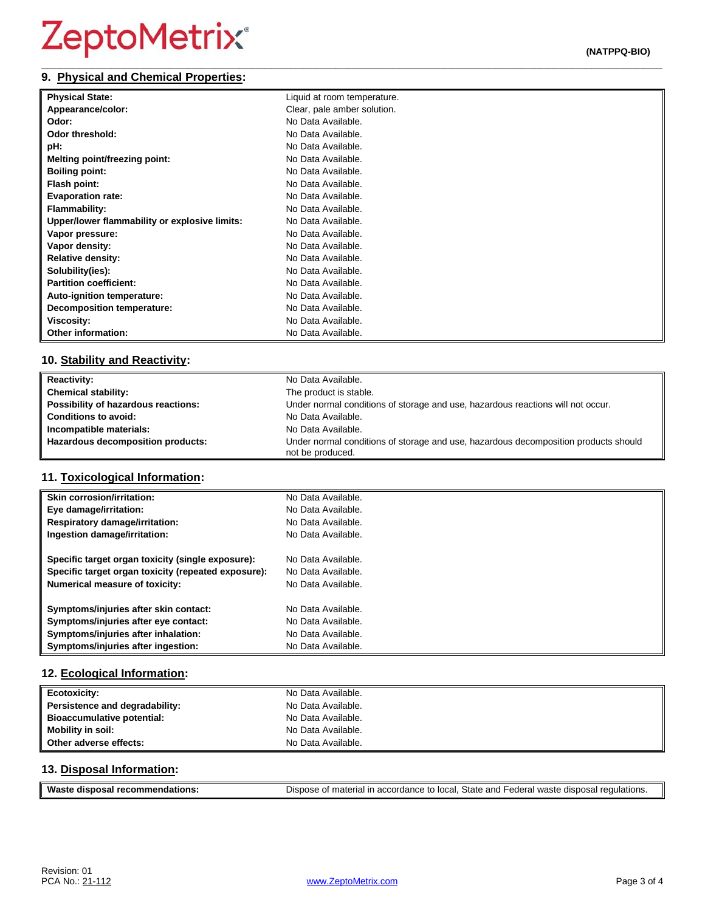## 9. Physical and Chemical Properties:

| | |
|---|---|
| **Physical State:** | Liquid at room temperature. |
| **Appearance/color:** | Clear, pale amber solution. |
| **Odor:** | No Data Available. |
| **Odor threshold:** | No Data Available. |
| **pH:** | No Data Available. |
| **Melting point/freezing point:** | No Data Available. |
| **Boiling point:** | No Data Available. |
| **Flash point:** | No Data Available. |
| **Evaporation rate:** | No Data Available. |
| **Flammability:** | No Data Available. |
| **Upper/lower flammability or explosive limits:** | No Data Available. |
| **Vapor pressure:** | No Data Available. |
| **Vapor density:** | No Data Available. |
| **Relative density:** | No Data Available. |
| **Solubility(ies):** | No Data Available. |
| **Partition coefficient:** | No Data Available. |
| **Auto-ignition temperature:** | No Data Available. |
| **Decomposition temperature:** | No Data Available. |
| **Viscosity:** | No Data Available. |
| **Other information:** | No Data Available. |

## 10. Stability and Reactivity:

| | |
|---|---|
| **Reactivity:** | No Data Available. |
| **Chemical stability:** | The product is stable. |
| **Possibility of hazardous reactions:** | Under normal conditions of storage and use, hazardous reactions will not occur. |
| **Conditions to avoid:** | No Data Available. |
| **Incompatible materials:** | No Data Available. |
| **Hazardous decomposition products:** | Under normal conditions of storage and use, hazardous decomposition products should not be produced. |

## 11. Toxicological Information:

| | |
|---|---|
| **Skin corrosion/irritation:** | No Data Available. |
| **Eye damage/irritation:** | No Data Available. |
| **Respiratory damage/irritation:** | No Data Available. |
| **Ingestion damage/irritation:** | No Data Available. |
| **Specific target organ toxicity (single exposure):** | No Data Available. |
| **Specific target organ toxicity (repeated exposure):** | No Data Available. |
| **Numerical measure of toxicity:** | No Data Available. |
| **Symptoms/injuries after skin contact:** | No Data Available. |
| **Symptoms/injuries after eye contact:** | No Data Available. |
| **Symptoms/injuries after inhalation:** | No Data Available. |
| **Symptoms/injuries after ingestion:** | No Data Available. |

## 12. Ecological Information:

| | |
|---|---|
| **Ecotoxicity:** | No Data Available. |
| **Persistence and degradability:** | No Data Available. |
| **Bioaccumulative potential:** | No Data Available. |
| **Mobility in soil:** | No Data Available. |
| **Other adverse effects:** | No Data Available. |

## 13. Disposal Information:

| | |
|---|---|
| **Waste disposal recommendations:** | Dispose of material in accordance to local, State and Federal waste disposal regulations. |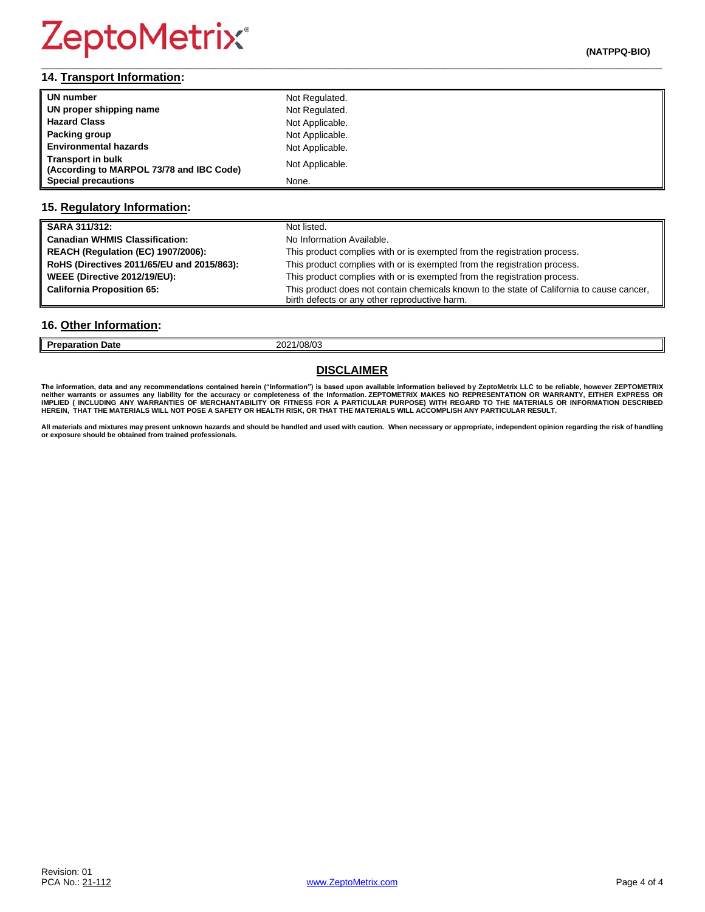## 14. Transport Information:

| | |
|---|---|
| **UN number** | Not Regulated. |
| **UN proper shipping name** | Not Regulated. |
| **Hazard Class** | Not Applicable. |
| **Packing group** | Not Applicable. |
| **Environmental hazards** | Not Applicable. |
| **Transport in bulk (According to MARPOL 73/78 and IBC Code)** | Not Applicable. |
| **Special precautions** | None. |

## 15. Regulatory Information:

| | |
|---|---|
| **SARA 311/312:** | Not listed. |
| **Canadian WHMIS Classification:** | No Information Available. |
| **REACH (Regulation (EC) 1907/2006):** | This product complies with or is exempted from the registration process. |
| **RoHS (Directives 2011/65/EU and 2015/863):** | This product complies with or is exempted from the registration process. |
| **WEEE (Directive 2012/19/EU):** | This product complies with or is exempted from the registration process. |
| **California Proposition 65:** | This product does not contain chemicals known to the state of California to cause cancer, birth defects or any other reproductive harm. |

## 16. Other Information:

| | |
|---|---|
| **Preparation Date** | 2021/08/03 |

## DISCLAIMER

**The information, data and any recommendations contained herein ("Information") is based upon available information believed by ZeptoMetrix LLC to be reliable, however ZEPTOMETRIX neither warrants or assumes any liability for the accuracy or completeness of the Information. ZEPTOMETRIX MAKES NO REPRESENTATION OR WARRANTY, EITHER EXPRESS OR IMPLIED ( INCLUDING ANY WARRANTIES OF MERCHANTABILITY OR FITNESS FOR A PARTICULAR PURPOSE) WITH REGARD TO THE MATERIALS OR INFORMATION DESCRIBED HEREIN, THAT THE MATERIALS WILL NOT POSE A SAFETY OR HEALTH RISK, OR THAT THE MATERIALS WILL ACCOMPLISH ANY PARTICULAR RESULT.**

**All materials and mixtures may present unknown hazards and should be handled and used with caution. When necessary or appropriate, independent opinion regarding the risk of handling or exposure should be obtained from trained professionals.**

Revision: 01
PCA No.: 21-112